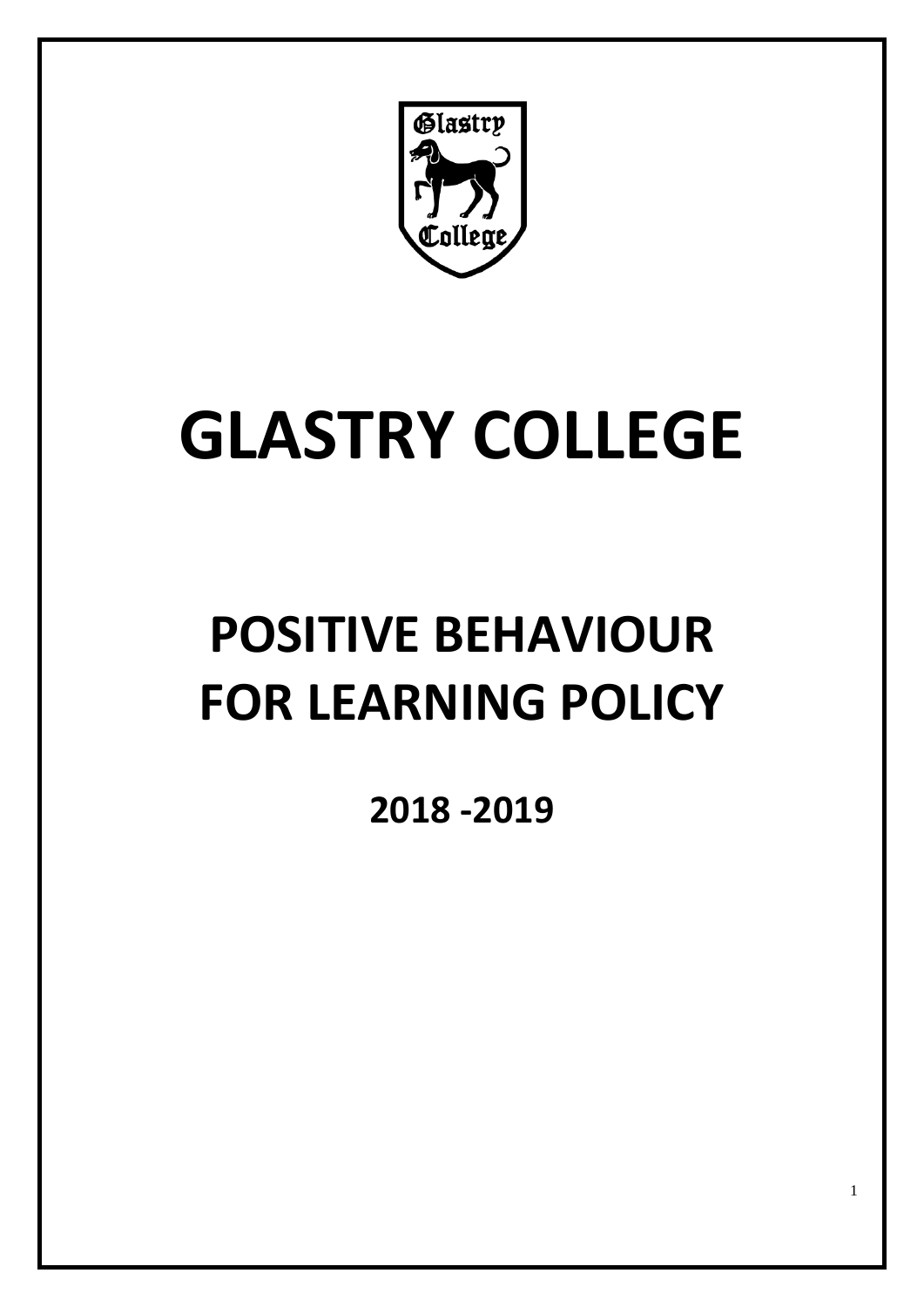# GLASTRY COLLEGE

# POSITIVE BEHAVIOUR FOR LEARNING POLICY

**2018 -2019**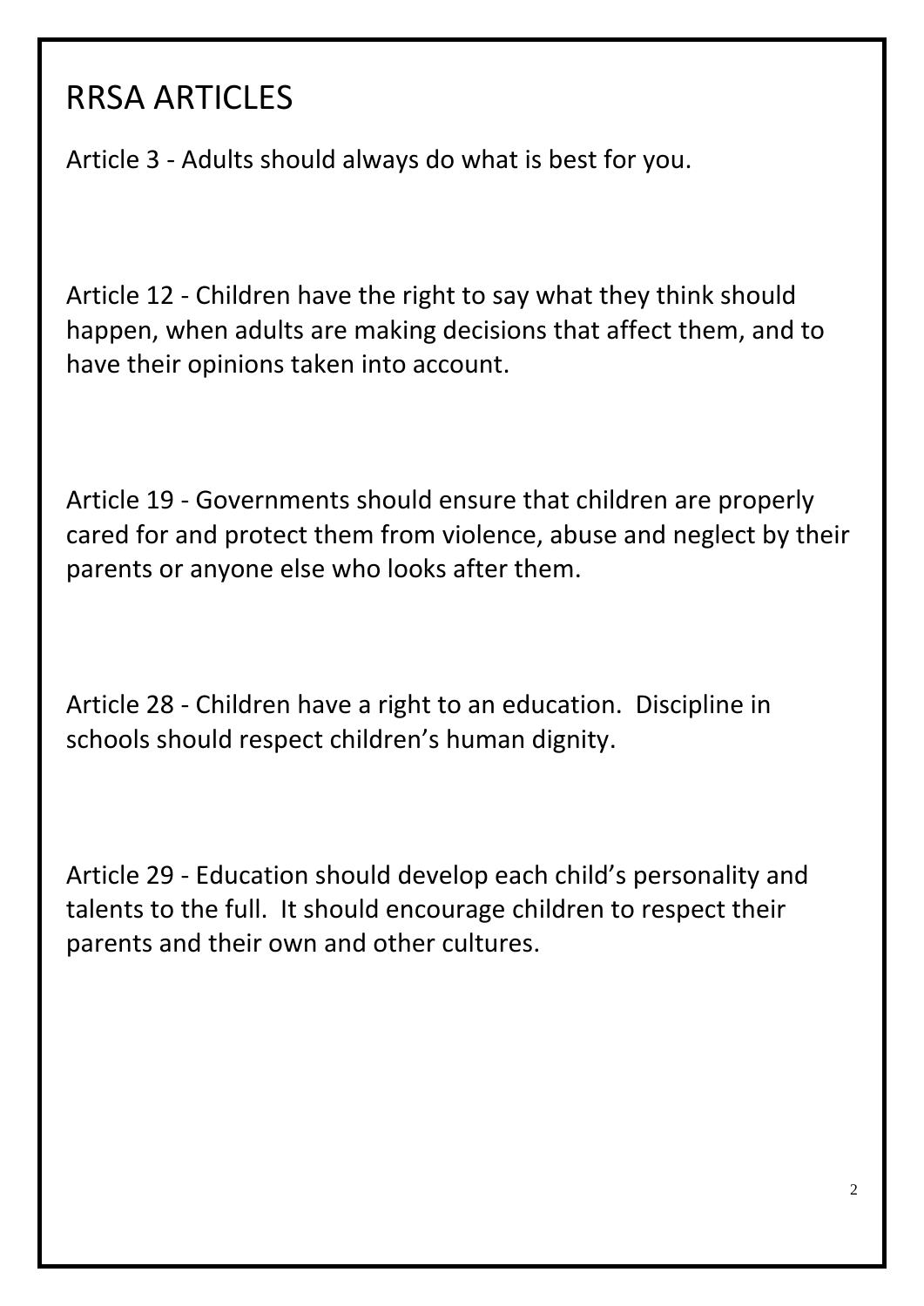# RRSA ARTICLES

Article 3 - Adults should always do what is best for you.

Article 12 - Children have the right to say what they think should happen, when adults are making decisions that affect them, and to have their opinions taken into account.

Article 19 - Governments should ensure that children are properly cared for and protect them from violence, abuse and neglect by their parents or anyone else who looks after them.

Article 28 - Children have a right to an education. Discipline in schools should respect children's human dignity.

Article 29 - Education should develop each child's personality and talents to the full. It should encourage children to respect their parents and their own and other cultures.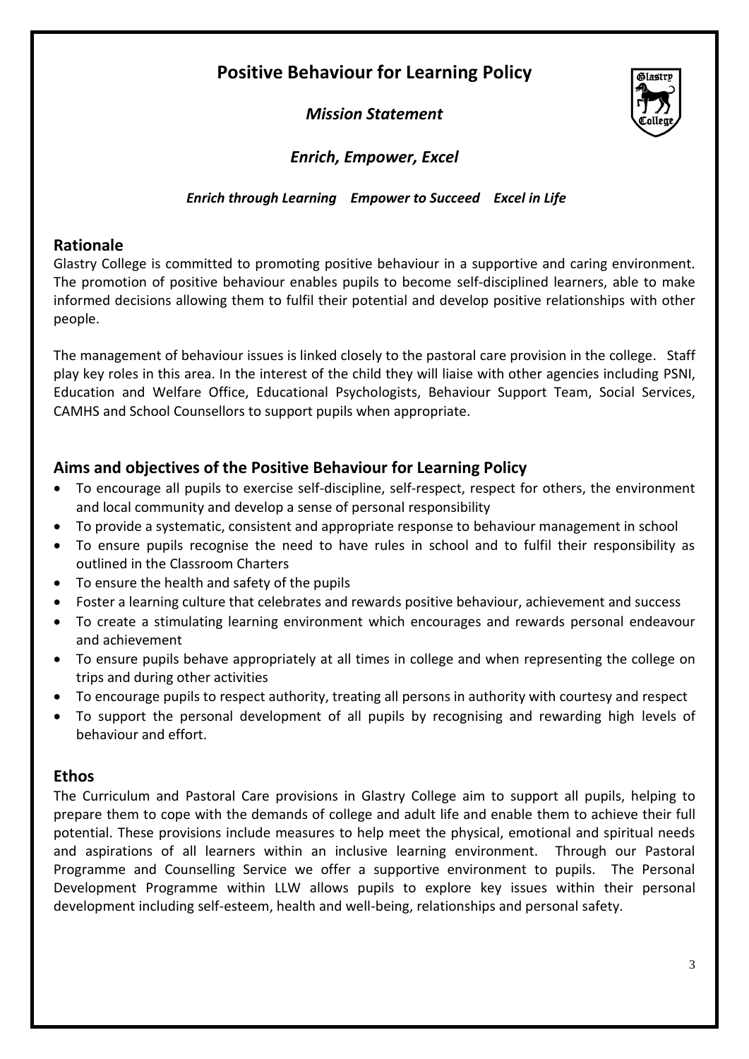# Positive Behaviour for Learning Policy

## *Mission Statement*

## *Enrich, Empower, Excel*

***Enrich through Learning   Empower to Succeed   Excel in Life***

## Rationale

Glastry College is committed to promoting positive behaviour in a supportive and caring environment. The promotion of positive behaviour enables pupils to become self-disciplined learners, able to make informed decisions allowing them to fulfil their potential and develop positive relationships with other people.

The management of behaviour issues is linked closely to the pastoral care provision in the college. Staff play key roles in this area. In the interest of the child they will liaise with other agencies including PSNI, Education and Welfare Office, Educational Psychologists, Behaviour Support Team, Social Services, CAMHS and School Counsellors to support pupils when appropriate.

## Aims and objectives of the Positive Behaviour for Learning Policy

- To encourage all pupils to exercise self-discipline, self-respect, respect for others, the environment and local community and develop a sense of personal responsibility
- To provide a systematic, consistent and appropriate response to behaviour management in school
- To ensure pupils recognise the need to have rules in school and to fulfil their responsibility as outlined in the Classroom Charters
- To ensure the health and safety of the pupils
- Foster a learning culture that celebrates and rewards positive behaviour, achievement and success
- To create a stimulating learning environment which encourages and rewards personal endeavour and achievement
- To ensure pupils behave appropriately at all times in college and when representing the college on trips and during other activities
- To encourage pupils to respect authority, treating all persons in authority with courtesy and respect
- To support the personal development of all pupils by recognising and rewarding high levels of behaviour and effort.

## Ethos

The Curriculum and Pastoral Care provisions in Glastry College aim to support all pupils, helping to prepare them to cope with the demands of college and adult life and enable them to achieve their full potential. These provisions include measures to help meet the physical, emotional and spiritual needs and aspirations of all learners within an inclusive learning environment. Through our Pastoral Programme and Counselling Service we offer a supportive environment to pupils. The Personal Development Programme within LLW allows pupils to explore key issues within their personal development including self-esteem, health and well-being, relationships and personal safety.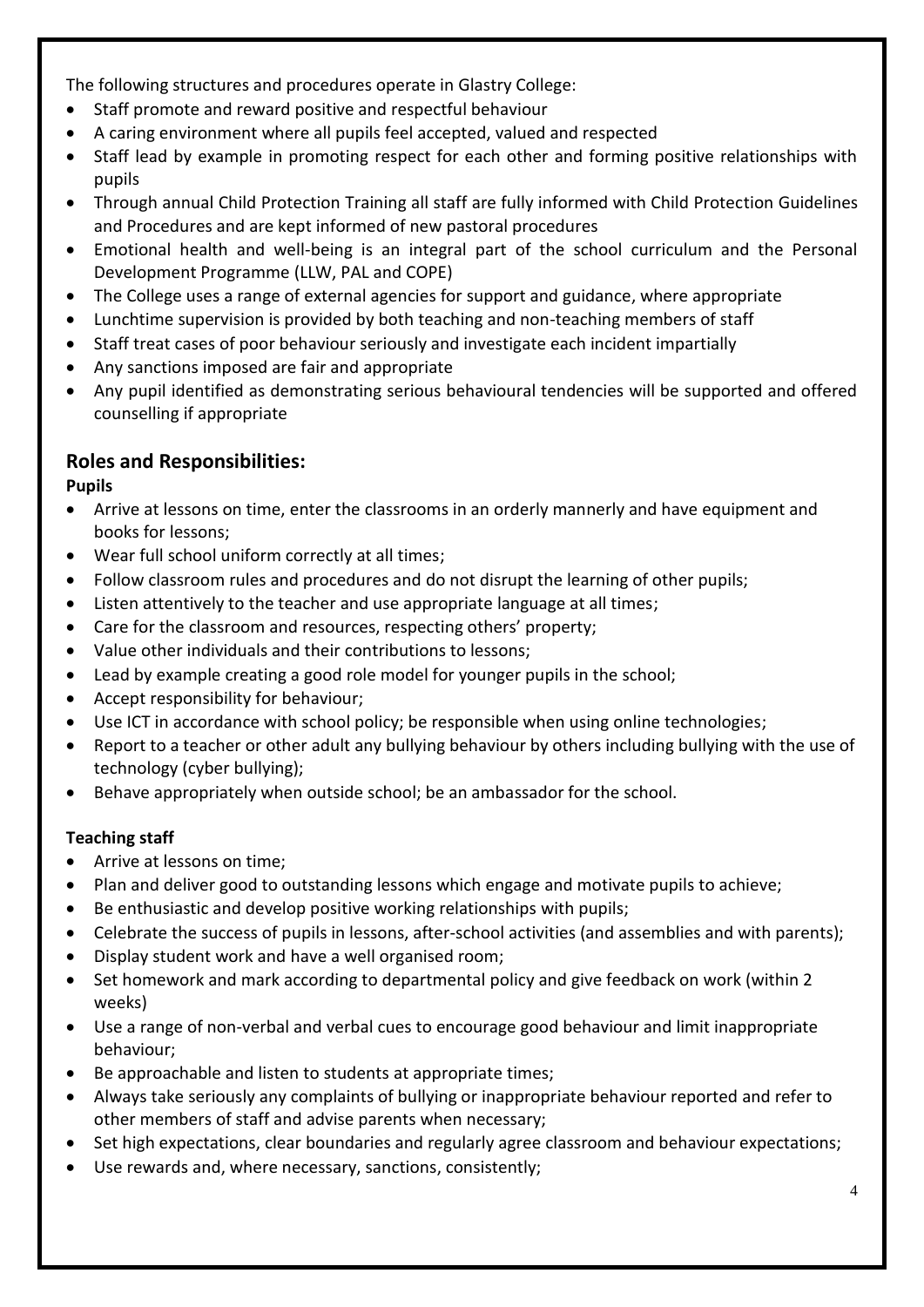The following structures and procedures operate in Glastry College:

- Staff promote and reward positive and respectful behaviour
- A caring environment where all pupils feel accepted, valued and respected
- Staff lead by example in promoting respect for each other and forming positive relationships with pupils
- Through annual Child Protection Training all staff are fully informed with Child Protection Guidelines and Procedures and are kept informed of new pastoral procedures
- Emotional health and well-being is an integral part of the school curriculum and the Personal Development Programme (LLW, PAL and COPE)
- The College uses a range of external agencies for support and guidance, where appropriate
- Lunchtime supervision is provided by both teaching and non-teaching members of staff
- Staff treat cases of poor behaviour seriously and investigate each incident impartially
- Any sanctions imposed are fair and appropriate
- Any pupil identified as demonstrating serious behavioural tendencies will be supported and offered counselling if appropriate

## Roles and Responsibilities:

**Pupils**

- Arrive at lessons on time, enter the classrooms in an orderly mannerly and have equipment and books for lessons;
- Wear full school uniform correctly at all times;
- Follow classroom rules and procedures and do not disrupt the learning of other pupils;
- Listen attentively to the teacher and use appropriate language at all times;
- Care for the classroom and resources, respecting others' property;
- Value other individuals and their contributions to lessons;
- Lead by example creating a good role model for younger pupils in the school;
- Accept responsibility for behaviour;
- Use ICT in accordance with school policy; be responsible when using online technologies;
- Report to a teacher or other adult any bullying behaviour by others including bullying with the use of technology (cyber bullying);
- Behave appropriately when outside school; be an ambassador for the school.

**Teaching staff**

- Arrive at lessons on time;
- Plan and deliver good to outstanding lessons which engage and motivate pupils to achieve;
- Be enthusiastic and develop positive working relationships with pupils;
- Celebrate the success of pupils in lessons, after-school activities (and assemblies and with parents);
- Display student work and have a well organised room;
- Set homework and mark according to departmental policy and give feedback on work (within 2 weeks)
- Use a range of non-verbal and verbal cues to encourage good behaviour and limit inappropriate behaviour;
- Be approachable and listen to students at appropriate times;
- Always take seriously any complaints of bullying or inappropriate behaviour reported and refer to other members of staff and advise parents when necessary;
- Set high expectations, clear boundaries and regularly agree classroom and behaviour expectations;
- Use rewards and, where necessary, sanctions, consistently;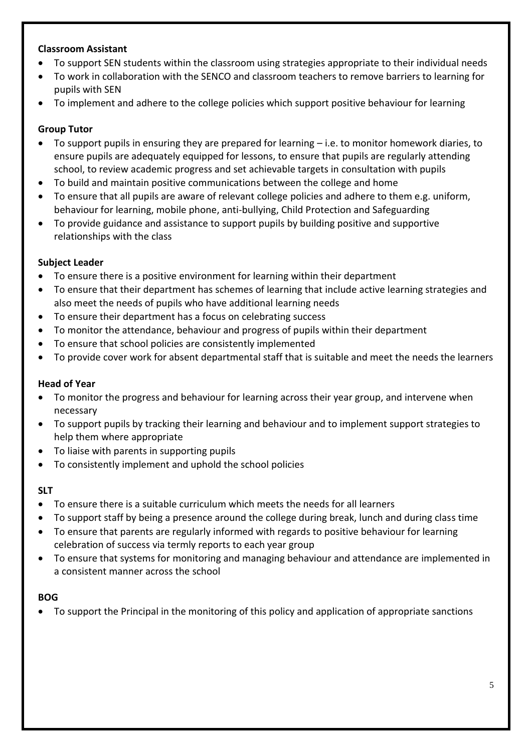**Classroom Assistant**

- To support SEN students within the classroom using strategies appropriate to their individual needs
- To work in collaboration with the SENCO and classroom teachers to remove barriers to learning for pupils with SEN
- To implement and adhere to the college policies which support positive behaviour for learning

**Group Tutor**

- To support pupils in ensuring they are prepared for learning – i.e. to monitor homework diaries, to ensure pupils are adequately equipped for lessons, to ensure that pupils are regularly attending school, to review academic progress and set achievable targets in consultation with pupils
- To build and maintain positive communications between the college and home
- To ensure that all pupils are aware of relevant college policies and adhere to them e.g. uniform, behaviour for learning, mobile phone, anti-bullying, Child Protection and Safeguarding
- To provide guidance and assistance to support pupils by building positive and supportive relationships with the class

**Subject Leader**

- To ensure there is a positive environment for learning within their department
- To ensure that their department has schemes of learning that include active learning strategies and also meet the needs of pupils who have additional learning needs
- To ensure their department has a focus on celebrating success
- To monitor the attendance, behaviour and progress of pupils within their department
- To ensure that school policies are consistently implemented
- To provide cover work for absent departmental staff that is suitable and meet the needs the learners

**Head of Year**

- To monitor the progress and behaviour for learning across their year group, and intervene when necessary
- To support pupils by tracking their learning and behaviour and to implement support strategies to help them where appropriate
- To liaise with parents in supporting pupils
- To consistently implement and uphold the school policies

**SLT**

- To ensure there is a suitable curriculum which meets the needs for all learners
- To support staff by being a presence around the college during break, lunch and during class time
- To ensure that parents are regularly informed with regards to positive behaviour for learning celebration of success via termly reports to each year group
- To ensure that systems for monitoring and managing behaviour and attendance are implemented in a consistent manner across the school

**BOG**

- To support the Principal in the monitoring of this policy and application of appropriate sanctions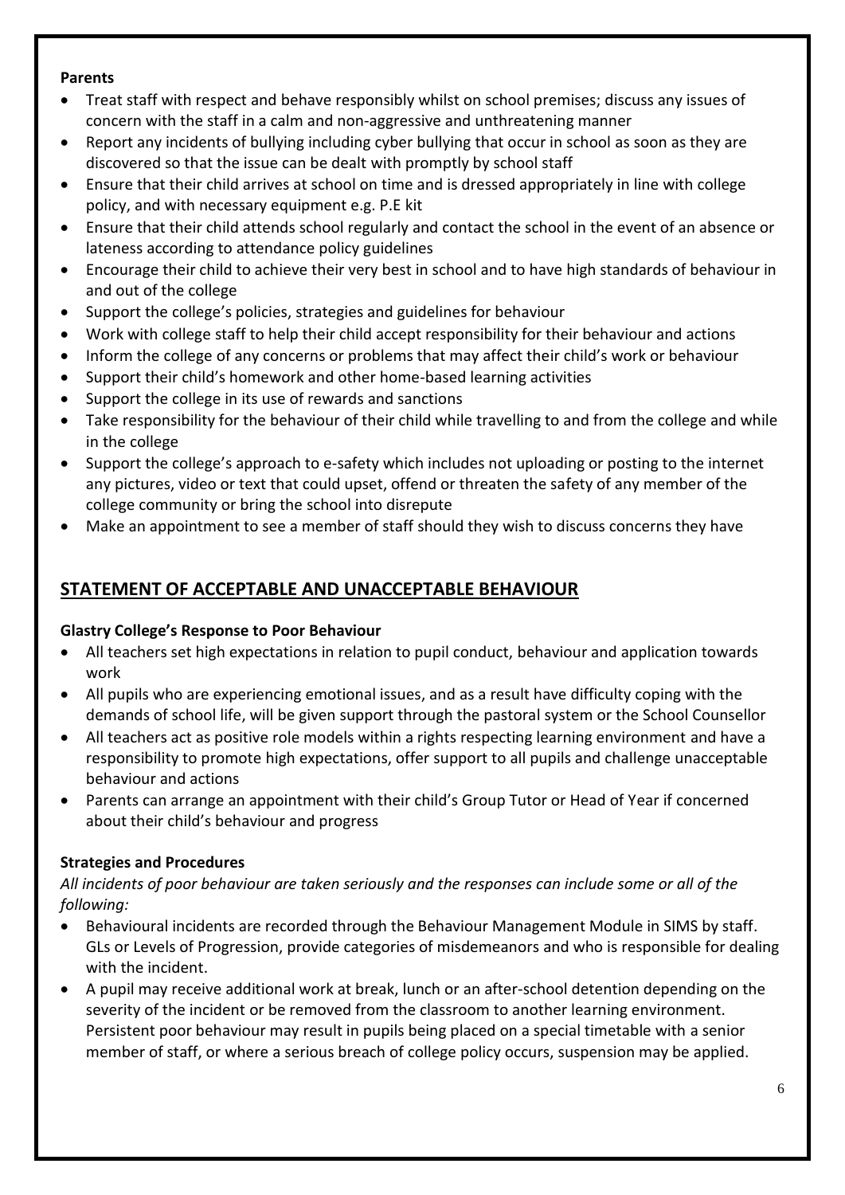**Parents**

- Treat staff with respect and behave responsibly whilst on school premises; discuss any issues of concern with the staff in a calm and non-aggressive and unthreatening manner
- Report any incidents of bullying including cyber bullying that occur in school as soon as they are discovered so that the issue can be dealt with promptly by school staff
- Ensure that their child arrives at school on time and is dressed appropriately in line with college policy, and with necessary equipment e.g. P.E kit
- Ensure that their child attends school regularly and contact the school in the event of an absence or lateness according to attendance policy guidelines
- Encourage their child to achieve their very best in school and to have high standards of behaviour in and out of the college
- Support the college's policies, strategies and guidelines for behaviour
- Work with college staff to help their child accept responsibility for their behaviour and actions
- Inform the college of any concerns or problems that may affect their child's work or behaviour
- Support their child's homework and other home-based learning activities
- Support the college in its use of rewards and sanctions
- Take responsibility for the behaviour of their child while travelling to and from the college and while in the college
- Support the college's approach to e-safety which includes not uploading or posting to the internet any pictures, video or text that could upset, offend or threaten the safety of any member of the college community or bring the school into disrepute
- Make an appointment to see a member of staff should they wish to discuss concerns they have

## STATEMENT OF ACCEPTABLE AND UNACCEPTABLE BEHAVIOUR

**Glastry College's Response to Poor Behaviour**

- All teachers set high expectations in relation to pupil conduct, behaviour and application towards work
- All pupils who are experiencing emotional issues, and as a result have difficulty coping with the demands of school life, will be given support through the pastoral system or the School Counsellor
- All teachers act as positive role models within a rights respecting learning environment and have a responsibility to promote high expectations, offer support to all pupils and challenge unacceptable behaviour and actions
- Parents can arrange an appointment with their child's Group Tutor or Head of Year if concerned about their child's behaviour and progress

**Strategies and Procedures**

*All incidents of poor behaviour are taken seriously and the responses can include some or all of the following:*

- Behavioural incidents are recorded through the Behaviour Management Module in SIMS by staff. GLs or Levels of Progression, provide categories of misdemeanors and who is responsible for dealing with the incident.
- A pupil may receive additional work at break, lunch or an after-school detention depending on the severity of the incident or be removed from the classroom to another learning environment. Persistent poor behaviour may result in pupils being placed on a special timetable with a senior member of staff, or where a serious breach of college policy occurs, suspension may be applied.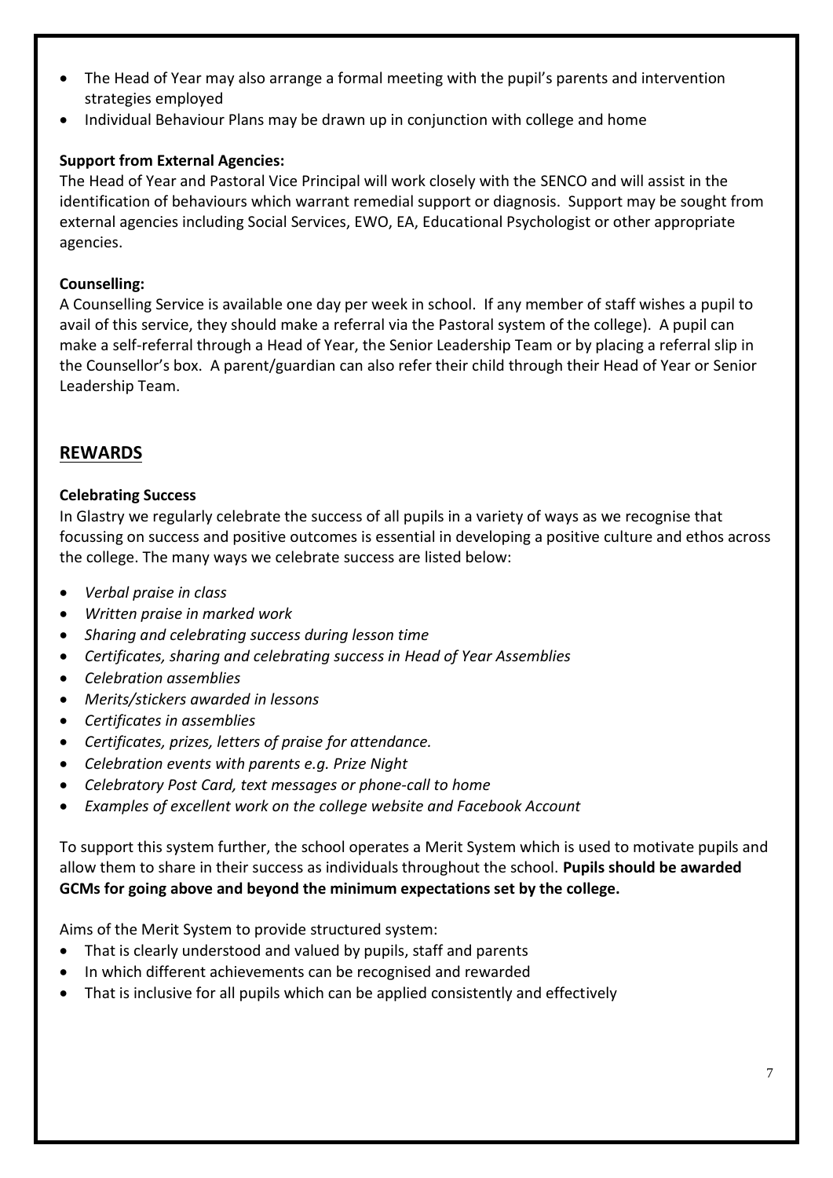- The Head of Year may also arrange a formal meeting with the pupil's parents and intervention strategies employed
- Individual Behaviour Plans may be drawn up in conjunction with college and home

**Support from External Agencies:**

The Head of Year and Pastoral Vice Principal will work closely with the SENCO and will assist in the identification of behaviours which warrant remedial support or diagnosis. Support may be sought from external agencies including Social Services, EWO, EA, Educational Psychologist or other appropriate agencies.

**Counselling:**

A Counselling Service is available one day per week in school. If any member of staff wishes a pupil to avail of this service, they should make a referral via the Pastoral system of the college). A pupil can make a self-referral through a Head of Year, the Senior Leadership Team or by placing a referral slip in the Counsellor's box. A parent/guardian can also refer their child through their Head of Year or Senior Leadership Team.

## REWARDS

**Celebrating Success**

In Glastry we regularly celebrate the success of all pupils in a variety of ways as we recognise that focussing on success and positive outcomes is essential in developing a positive culture and ethos across the college. The many ways we celebrate success are listed below:

- *Verbal praise in class*
- *Written praise in marked work*
- *Sharing and celebrating success during lesson time*
- *Certificates, sharing and celebrating success in Head of Year Assemblies*
- *Celebration assemblies*
- *Merits/stickers awarded in lessons*
- *Certificates in assemblies*
- *Certificates, prizes, letters of praise for attendance.*
- *Celebration events with parents e.g. Prize Night*
- *Celebratory Post Card, text messages or phone-call to home*
- *Examples of excellent work on the college website and Facebook Account*

To support this system further, the school operates a Merit System which is used to motivate pupils and allow them to share in their success as individuals throughout the school. **Pupils should be awarded GCMs for going above and beyond the minimum expectations set by the college.**

Aims of the Merit System to provide structured system:

- That is clearly understood and valued by pupils, staff and parents
- In which different achievements can be recognised and rewarded
- That is inclusive for all pupils which can be applied consistently and effectively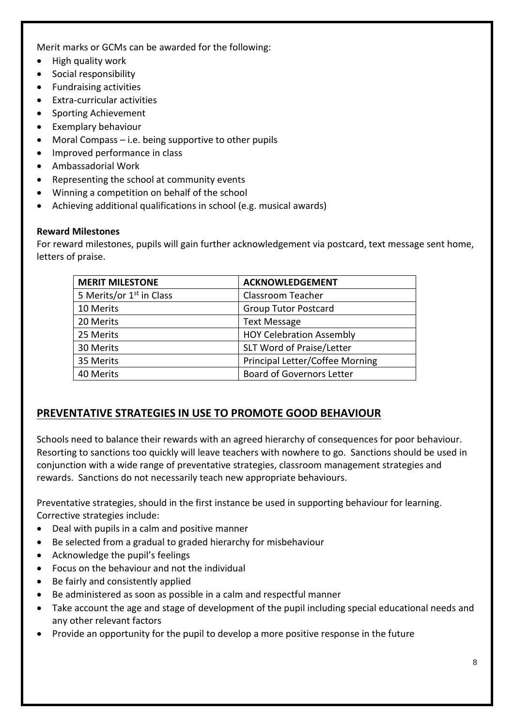Merit marks or GCMs can be awarded for the following:

- High quality work
- Social responsibility
- Fundraising activities
- Extra-curricular activities
- Sporting Achievement
- Exemplary behaviour
- Moral Compass – i.e. being supportive to other pupils
- Improved performance in class
- Ambassadorial Work
- Representing the school at community events
- Winning a competition on behalf of the school
- Achieving additional qualifications in school (e.g. musical awards)

**Reward Milestones**

For reward milestones, pupils will gain further acknowledgement via postcard, text message sent home, letters of praise.

| MERIT MILESTONE | ACKNOWLEDGEMENT |
|---|---|
| 5 Merits/or 1st in Class | Classroom Teacher |
| 10 Merits | Group Tutor Postcard |
| 20 Merits | Text Message |
| 25 Merits | HOY Celebration Assembly |
| 30 Merits | SLT Word of Praise/Letter |
| 35 Merits | Principal Letter/Coffee Morning |
| 40 Merits | Board of Governors Letter |

## PREVENTATIVE STRATEGIES IN USE TO PROMOTE GOOD BEHAVIOUR

Schools need to balance their rewards with an agreed hierarchy of consequences for poor behaviour. Resorting to sanctions too quickly will leave teachers with nowhere to go. Sanctions should be used in conjunction with a wide range of preventative strategies, classroom management strategies and rewards. Sanctions do not necessarily teach new appropriate behaviours.

Preventative strategies, should in the first instance be used in supporting behaviour for learning. Corrective strategies include:

- Deal with pupils in a calm and positive manner
- Be selected from a gradual to graded hierarchy for misbehaviour
- Acknowledge the pupil's feelings
- Focus on the behaviour and not the individual
- Be fairly and consistently applied
- Be administered as soon as possible in a calm and respectful manner
- Take account the age and stage of development of the pupil including special educational needs and any other relevant factors
- Provide an opportunity for the pupil to develop a more positive response in the future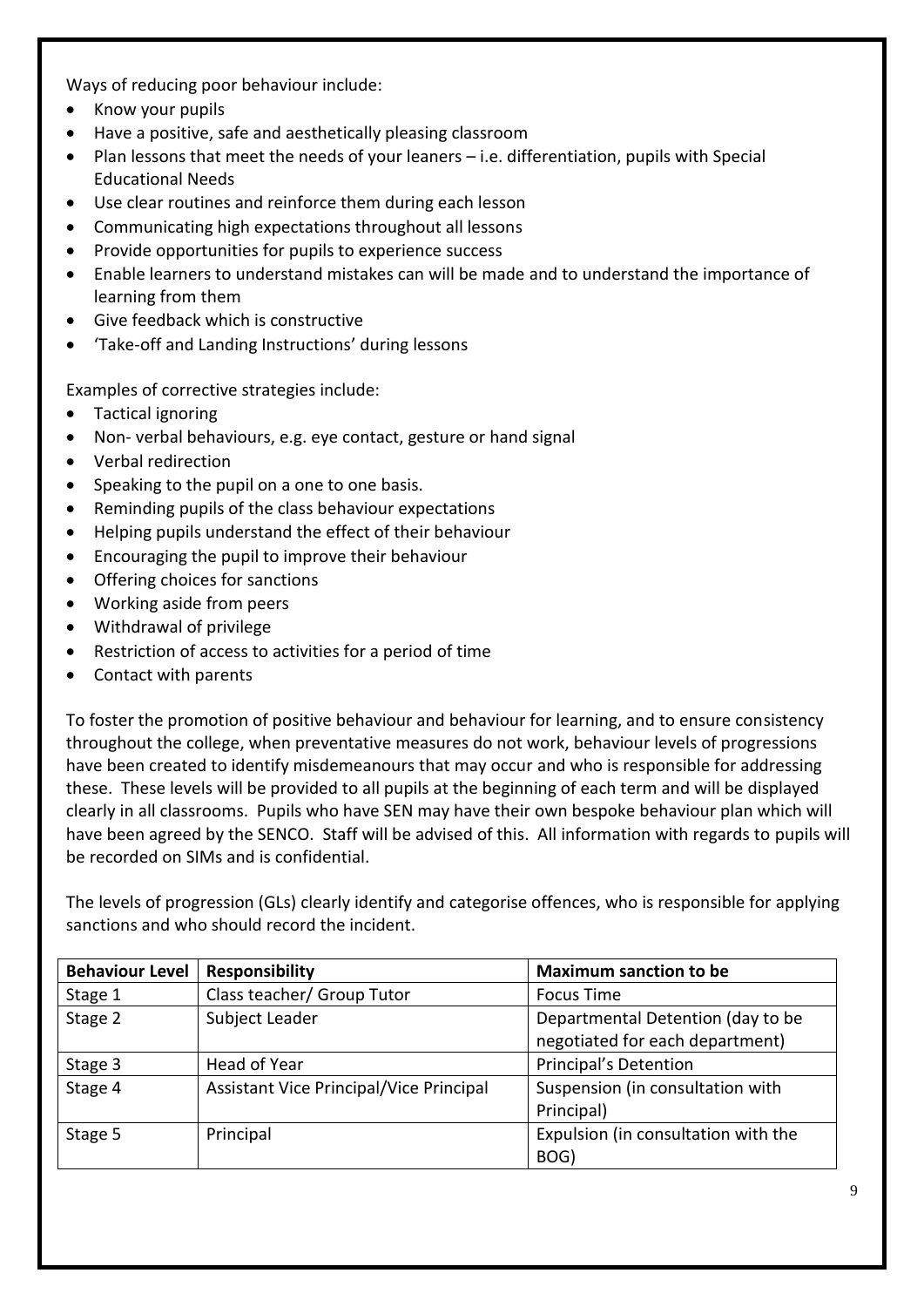Ways of reducing poor behaviour include:

- Know your pupils
- Have a positive, safe and aesthetically pleasing classroom
- Plan lessons that meet the needs of your leaners – i.e. differentiation, pupils with Special Educational Needs
- Use clear routines and reinforce them during each lesson
- Communicating high expectations throughout all lessons
- Provide opportunities for pupils to experience success
- Enable learners to understand mistakes can will be made and to understand the importance of learning from them
- Give feedback which is constructive
- 'Take-off and Landing Instructions' during lessons

Examples of corrective strategies include:

- Tactical ignoring
- Non- verbal behaviours, e.g. eye contact, gesture or hand signal
- Verbal redirection
- Speaking to the pupil on a one to one basis.
- Reminding pupils of the class behaviour expectations
- Helping pupils understand the effect of their behaviour
- Encouraging the pupil to improve their behaviour
- Offering choices for sanctions
- Working aside from peers
- Withdrawal of privilege
- Restriction of access to activities for a period of time
- Contact with parents

To foster the promotion of positive behaviour and behaviour for learning, and to ensure consistency throughout the college, when preventative measures do not work, behaviour levels of progressions have been created to identify misdemeanours that may occur and who is responsible for addressing these. These levels will be provided to all pupils at the beginning of each term and will be displayed clearly in all classrooms. Pupils who have SEN may have their own bespoke behaviour plan which will have been agreed by the SENCO. Staff will be advised of this. All information with regards to pupils will be recorded on SIMs and is confidential.

The levels of progression (GLs) clearly identify and categorise offences, who is responsible for applying sanctions and who should record the incident.

| Behaviour Level | Responsibility | Maximum sanction to be |
| --- | --- | --- |
| Stage 1 | Class teacher/ Group Tutor | Focus Time |
| Stage 2 | Subject Leader | Departmental Detention (day to be negotiated for each department) |
| Stage 3 | Head of Year | Principal's Detention |
| Stage 4 | Assistant Vice Principal/Vice Principal | Suspension (in consultation with Principal) |
| Stage 5 | Principal | Expulsion (in consultation with the BOG) |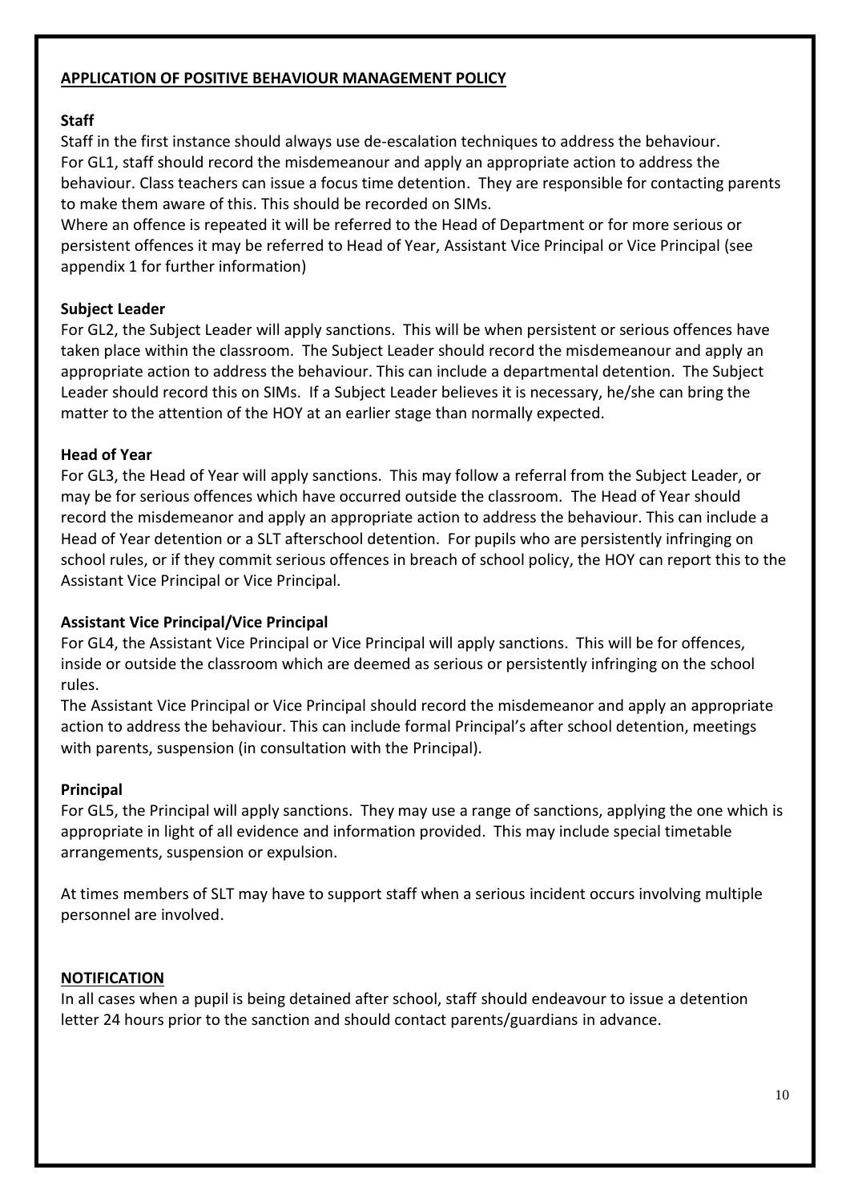**APPLICATION OF POSITIVE BEHAVIOUR MANAGEMENT POLICY**

**Staff**

Staff in the first instance should always use de-escalation techniques to address the behaviour.
For GL1, staff should record the misdemeanour and apply an appropriate action to address the behaviour. Class teachers can issue a focus time detention. They are responsible for contacting parents to make them aware of this. This should be recorded on SIMs.
Where an offence is repeated it will be referred to the Head of Department or for more serious or persistent offences it may be referred to Head of Year, Assistant Vice Principal or Vice Principal (see appendix 1 for further information)

**Subject Leader**

For GL2, the Subject Leader will apply sanctions. This will be when persistent or serious offences have taken place within the classroom. The Subject Leader should record the misdemeanour and apply an appropriate action to address the behaviour. This can include a departmental detention. The Subject Leader should record this on SIMs. If a Subject Leader believes it is necessary, he/she can bring the matter to the attention of the HOY at an earlier stage than normally expected.

**Head of Year**

For GL3, the Head of Year will apply sanctions. This may follow a referral from the Subject Leader, or may be for serious offences which have occurred outside the classroom. The Head of Year should record the misdemeanor and apply an appropriate action to address the behaviour. This can include a Head of Year detention or a SLT afterschool detention. For pupils who are persistently infringing on school rules, or if they commit serious offences in breach of school policy, the HOY can report this to the Assistant Vice Principal or Vice Principal.

**Assistant Vice Principal/Vice Principal**

For GL4, the Assistant Vice Principal or Vice Principal will apply sanctions. This will be for offences, inside or outside the classroom which are deemed as serious or persistently infringing on the school rules.
The Assistant Vice Principal or Vice Principal should record the misdemeanor and apply an appropriate action to address the behaviour. This can include formal Principal's after school detention, meetings with parents, suspension (in consultation with the Principal).

**Principal**

For GL5, the Principal will apply sanctions. They may use a range of sanctions, applying the one which is appropriate in light of all evidence and information provided. This may include special timetable arrangements, suspension or expulsion.

At times members of SLT may have to support staff when a serious incident occurs involving multiple personnel are involved.

**NOTIFICATION**

In all cases when a pupil is being detained after school, staff should endeavour to issue a detention letter 24 hours prior to the sanction and should contact parents/guardians in advance.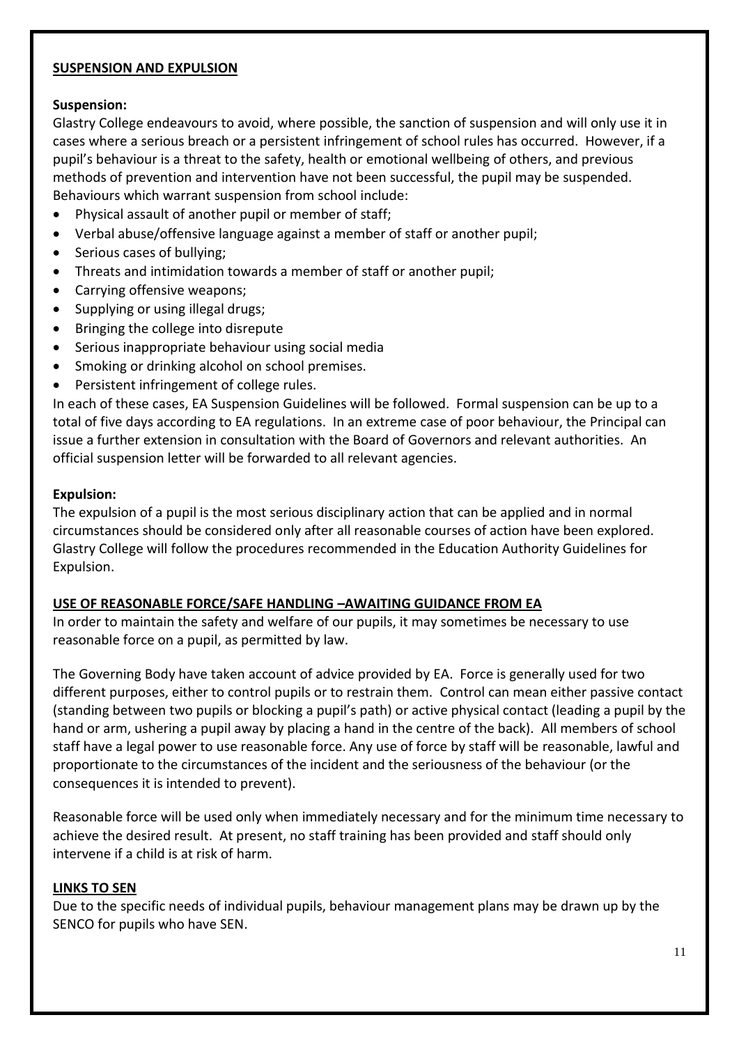## SUSPENSION AND EXPULSION

**Suspension:**

Glastry College endeavours to avoid, where possible, the sanction of suspension and will only use it in cases where a serious breach or a persistent infringement of school rules has occurred. However, if a pupil's behaviour is a threat to the safety, health or emotional wellbeing of others, and previous methods of prevention and intervention have not been successful, the pupil may be suspended. Behaviours which warrant suspension from school include:

- Physical assault of another pupil or member of staff;
- Verbal abuse/offensive language against a member of staff or another pupil;
- Serious cases of bullying;
- Threats and intimidation towards a member of staff or another pupil;
- Carrying offensive weapons;
- Supplying or using illegal drugs;
- Bringing the college into disrepute
- Serious inappropriate behaviour using social media
- Smoking or drinking alcohol on school premises.
- Persistent infringement of college rules.

In each of these cases, EA Suspension Guidelines will be followed. Formal suspension can be up to a total of five days according to EA regulations. In an extreme case of poor behaviour, the Principal can issue a further extension in consultation with the Board of Governors and relevant authorities. An official suspension letter will be forwarded to all relevant agencies.

**Expulsion:**

The expulsion of a pupil is the most serious disciplinary action that can be applied and in normal circumstances should be considered only after all reasonable courses of action have been explored. Glastry College will follow the procedures recommended in the Education Authority Guidelines for Expulsion.

## USE OF REASONABLE FORCE/SAFE HANDLING –AWAITING GUIDANCE FROM EA

In order to maintain the safety and welfare of our pupils, it may sometimes be necessary to use reasonable force on a pupil, as permitted by law.

The Governing Body have taken account of advice provided by EA. Force is generally used for two different purposes, either to control pupils or to restrain them. Control can mean either passive contact (standing between two pupils or blocking a pupil's path) or active physical contact (leading a pupil by the hand or arm, ushering a pupil away by placing a hand in the centre of the back). All members of school staff have a legal power to use reasonable force. Any use of force by staff will be reasonable, lawful and proportionate to the circumstances of the incident and the seriousness of the behaviour (or the consequences it is intended to prevent).

Reasonable force will be used only when immediately necessary and for the minimum time necessary to achieve the desired result. At present, no staff training has been provided and staff should only intervene if a child is at risk of harm.

## LINKS TO SEN

Due to the specific needs of individual pupils, behaviour management plans may be drawn up by the SENCO for pupils who have SEN.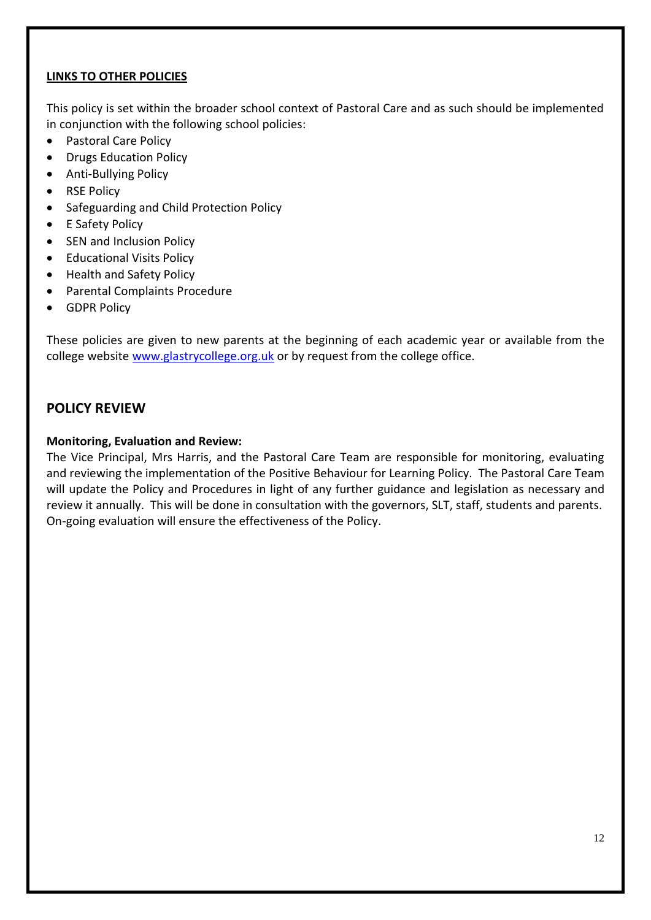**LINKS TO OTHER POLICIES**

This policy is set within the broader school context of Pastoral Care and as such should be implemented in conjunction with the following school policies:

- Pastoral Care Policy
- Drugs Education Policy
- Anti-Bullying Policy
- RSE Policy
- Safeguarding and Child Protection Policy
- E Safety Policy
- SEN and Inclusion Policy
- Educational Visits Policy
- Health and Safety Policy
- Parental Complaints Procedure
- GDPR Policy

These policies are given to new parents at the beginning of each academic year or available from the college website [www.glastrycollege.org.uk](http://www.glastrycollege.org.uk) or by request from the college office.

## POLICY REVIEW

**Monitoring, Evaluation and Review:**

The Vice Principal, Mrs Harris, and the Pastoral Care Team are responsible for monitoring, evaluating and reviewing the implementation of the Positive Behaviour for Learning Policy. The Pastoral Care Team will update the Policy and Procedures in light of any further guidance and legislation as necessary and review it annually. This will be done in consultation with the governors, SLT, staff, students and parents. On-going evaluation will ensure the effectiveness of the Policy.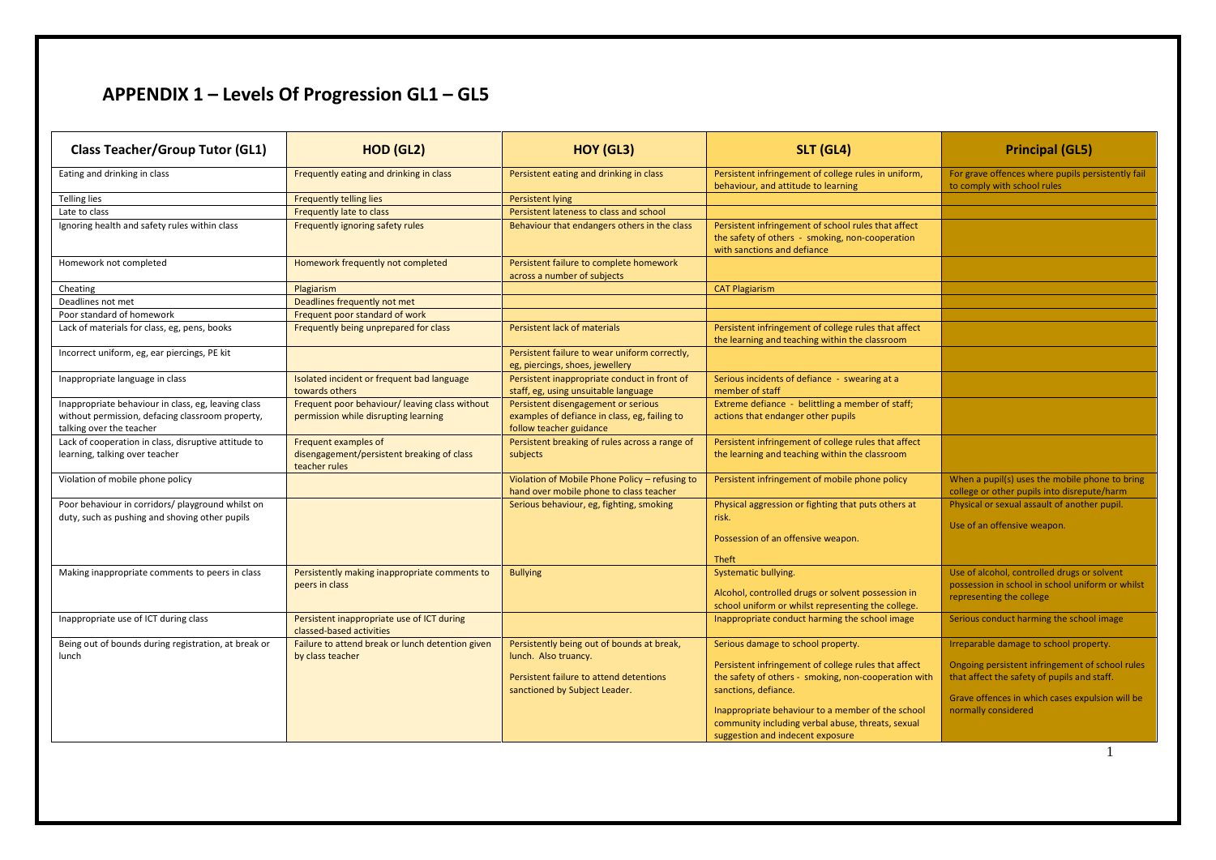# APPENDIX 1 – Levels Of Progression GL1 – GL5

| Class Teacher/Group Tutor (GL1) | HOD (GL2) | HOY (GL3) | SLT (GL4) | Principal (GL5) |
|---|---|---|---|---|
| Eating and drinking in class | Frequently eating and drinking in class | Persistent eating and drinking in class | Persistent infringement of college rules in uniform, behaviour, and attitude to learning | For grave offences where pupils persistently fail to comply with school rules |
| Telling lies | Frequently telling lies | Persistent lying | | |
| Late to class | Frequently late to class | Persistent lateness to class and school | | |
| Ignoring health and safety rules within class | Frequently ignoring safety rules | Behaviour that endangers others in the class | Persistent infringement of school rules that affect the safety of others - smoking, non-cooperation with sanctions and defiance | |
| Homework not completed | Homework frequently not completed | Persistent failure to complete homework across a number of subjects | | |
| Cheating | Plagiarism | | CAT Plagiarism | |
| Deadlines not met | Deadlines frequently not met | | | |
| Poor standard of homework | Frequent poor standard of work | | | |
| Lack of materials for class, eg, pens, books | Frequently being unprepared for class | Persistent lack of materials | Persistent infringement of college rules that affect the learning and teaching within the classroom | |
| Incorrect uniform, eg, ear piercings, PE kit | | Persistent failure to wear uniform correctly, eg, piercings, shoes, jewellery | | |
| Inappropriate language in class | Isolated incident or frequent bad language towards others | Persistent inappropriate conduct in front of staff, eg, using unsuitable language | Serious incidents of defiance - swearing at a member of staff | |
| Inappropriate behaviour in class, eg, leaving class without permission, defacing classroom property, talking over the teacher | Frequent poor behaviour/ leaving class without permission while disrupting learning | Persistent disengagement or serious examples of defiance in class, eg, failing to follow teacher guidance | Extreme defiance - belittling a member of staff; actions that endanger other pupils | |
| Lack of cooperation in class, disruptive attitude to learning, talking over teacher | Frequent examples of disengagement/persistent breaking of class teacher rules | Persistent breaking of rules across a range of subjects | Persistent infringement of college rules that affect the learning and teaching within the classroom | |
| Violation of mobile phone policy | | Violation of Mobile Phone Policy – refusing to hand over mobile phone to class teacher | Persistent infringement of mobile phone policy | When a pupil(s) uses the mobile phone to bring college or other pupils into disrepute/harm |
| Poor behaviour in corridors/ playground whilst on duty, such as pushing and shoving other pupils | | Serious behaviour, eg, fighting, smoking | Physical aggression or fighting that puts others at risk.<br><br>Possession of an offensive weapon.<br><br>Theft | Physical or sexual assault of another pupil.<br><br>Use of an offensive weapon. |
| Making inappropriate comments to peers in class | Persistently making inappropriate comments to peers in class | Bullying | Systematic bullying.<br><br>Alcohol, controlled drugs or solvent possession in school uniform or whilst representing the college. | Use of alcohol, controlled drugs or solvent possession in school in school uniform or whilst representing the college |
| Inappropriate use of ICT during class | Persistent inappropriate use of ICT during classed-based activities | | Inappropriate conduct harming the school image | Serious conduct harming the school image |
| Being out of bounds during registration, at break or lunch | Failure to attend break or lunch detention given by class teacher | Persistently being out of bounds at break, lunch. Also truancy.<br><br>Persistent failure to attend detentions sanctioned by Subject Leader. | Serious damage to school property.<br><br>Persistent infringement of college rules that affect the safety of others - smoking, non-cooperation with sanctions, defiance.<br><br>Inappropriate behaviour to a member of the school community including verbal abuse, threats, sexual suggestion and indecent exposure | Irreparable damage to school property.<br><br>Ongoing persistent infringement of school rules that affect the safety of pupils and staff.<br><br>Grave offences in which cases expulsion will be normally considered |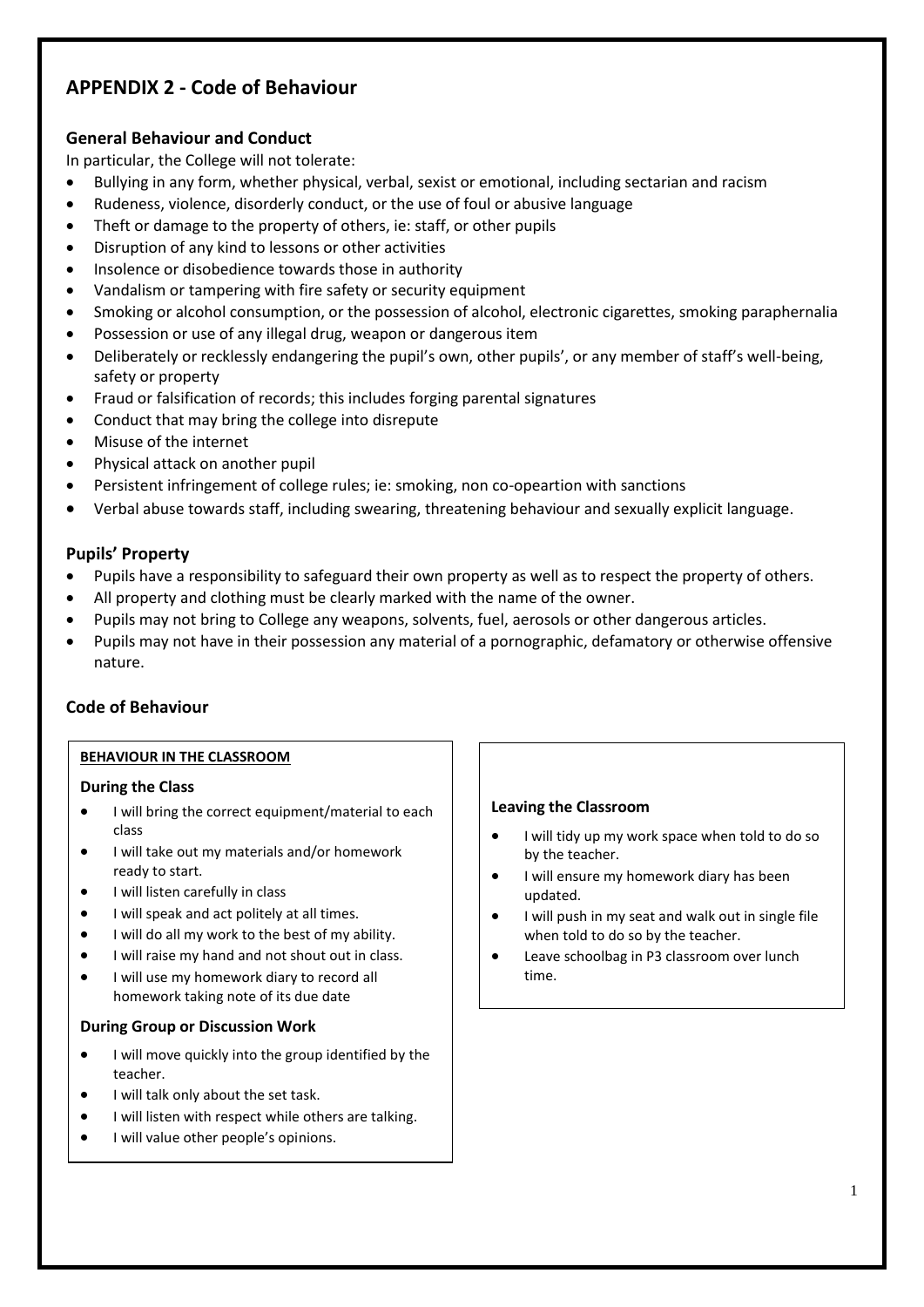## APPENDIX 2 - Code of Behaviour

### General Behaviour and Conduct

In particular, the College will not tolerate:

- Bullying in any form, whether physical, verbal, sexist or emotional, including sectarian and racism
- Rudeness, violence, disorderly conduct, or the use of foul or abusive language
- Theft or damage to the property of others, ie: staff, or other pupils
- Disruption of any kind to lessons or other activities
- Insolence or disobedience towards those in authority
- Vandalism or tampering with fire safety or security equipment
- Smoking or alcohol consumption, or the possession of alcohol, electronic cigarettes, smoking paraphernalia
- Possession or use of any illegal drug, weapon or dangerous item
- Deliberately or recklessly endangering the pupil's own, other pupils', or any member of staff's well-being, safety or property
- Fraud or falsification of records; this includes forging parental signatures
- Conduct that may bring the college into disrepute
- Misuse of the internet
- Physical attack on another pupil
- Persistent infringement of college rules; ie: smoking, non co-opeartion with sanctions
- Verbal abuse towards staff, including swearing, threatening behaviour and sexually explicit language.

### Pupils' Property

- Pupils have a responsibility to safeguard their own property as well as to respect the property of others.
- All property and clothing must be clearly marked with the name of the owner.
- Pupils may not bring to College any weapons, solvents, fuel, aerosols or other dangerous articles.
- Pupils may not have in their possession any material of a pornographic, defamatory or otherwise offensive nature.

### Code of Behaviour

**BEHAVIOUR IN THE CLASSROOM**

**During the Class**

- I will bring the correct equipment/material to each class
- I will take out my materials and/or homework ready to start.
- I will listen carefully in class
- I will speak and act politely at all times.
- I will do all my work to the best of my ability.
- I will raise my hand and not shout out in class.
- I will use my homework diary to record all homework taking note of its due date

**During Group or Discussion Work**

- I will move quickly into the group identified by the teacher.
- I will talk only about the set task.
- I will listen with respect while others are talking.
- I will value other people's opinions.

**Leaving the Classroom**

- I will tidy up my work space when told to do so by the teacher.
- I will ensure my homework diary has been updated.
- I will push in my seat and walk out in single file when told to do so by the teacher.
- Leave schoolbag in P3 classroom over lunch time.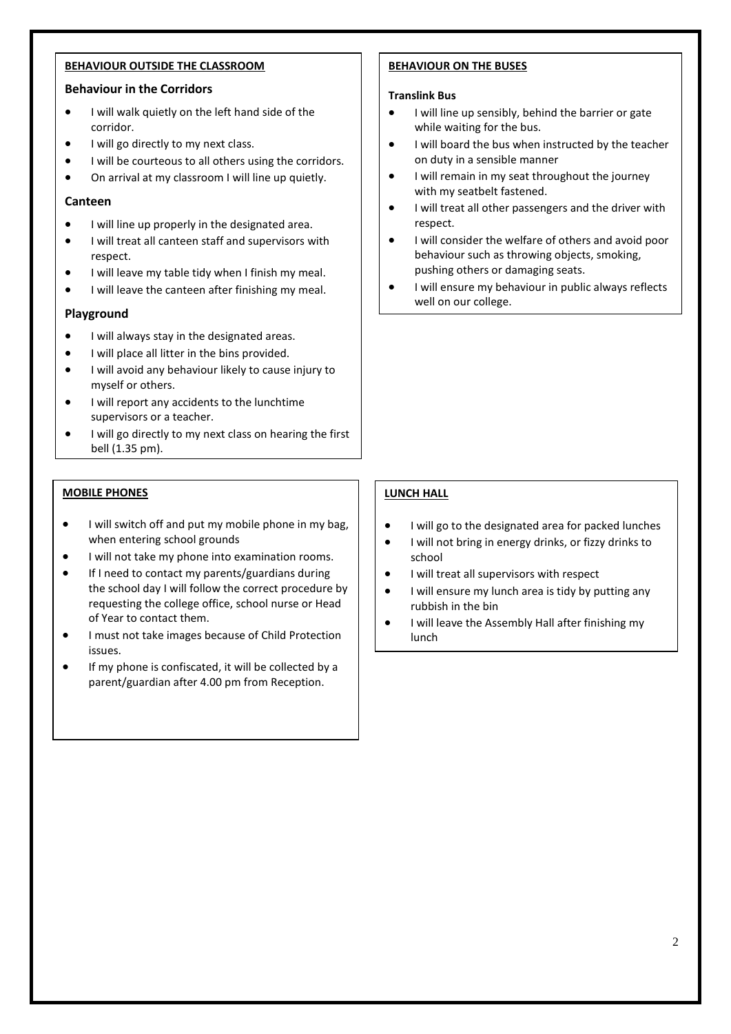## BEHAVIOUR OUTSIDE THE CLASSROOM

### Behaviour in the Corridors

- I will walk quietly on the left hand side of the corridor.
- I will go directly to my next class.
- I will be courteous to all others using the corridors.
- On arrival at my classroom I will line up quietly.

### Canteen

- I will line up properly in the designated area.
- I will treat all canteen staff and supervisors with respect.
- I will leave my table tidy when I finish my meal.
- I will leave the canteen after finishing my meal.

### Playground

- I will always stay in the designated areas.
- I will place all litter in the bins provided.
- I will avoid any behaviour likely to cause injury to myself or others.
- I will report any accidents to the lunchtime supervisors or a teacher.
- I will go directly to my next class on hearing the first bell (1.35 pm).

## BEHAVIOUR ON THE BUSES

**Translink Bus**

- I will line up sensibly, behind the barrier or gate while waiting for the bus.
- I will board the bus when instructed by the teacher on duty in a sensible manner
- I will remain in my seat throughout the journey with my seatbelt fastened.
- I will treat all other passengers and the driver with respect.
- I will consider the welfare of others and avoid poor behaviour such as throwing objects, smoking, pushing others or damaging seats.
- I will ensure my behaviour in public always reflects well on our college.

## MOBILE PHONES

- I will switch off and put my mobile phone in my bag, when entering school grounds
- I will not take my phone into examination rooms.
- If I need to contact my parents/guardians during the school day I will follow the correct procedure by requesting the college office, school nurse or Head of Year to contact them.
- I must not take images because of Child Protection issues.
- If my phone is confiscated, it will be collected by a parent/guardian after 4.00 pm from Reception.

## LUNCH HALL

- I will go to the designated area for packed lunches
- I will not bring in energy drinks, or fizzy drinks to school
- I will treat all supervisors with respect
- I will ensure my lunch area is tidy by putting any rubbish in the bin
- I will leave the Assembly Hall after finishing my lunch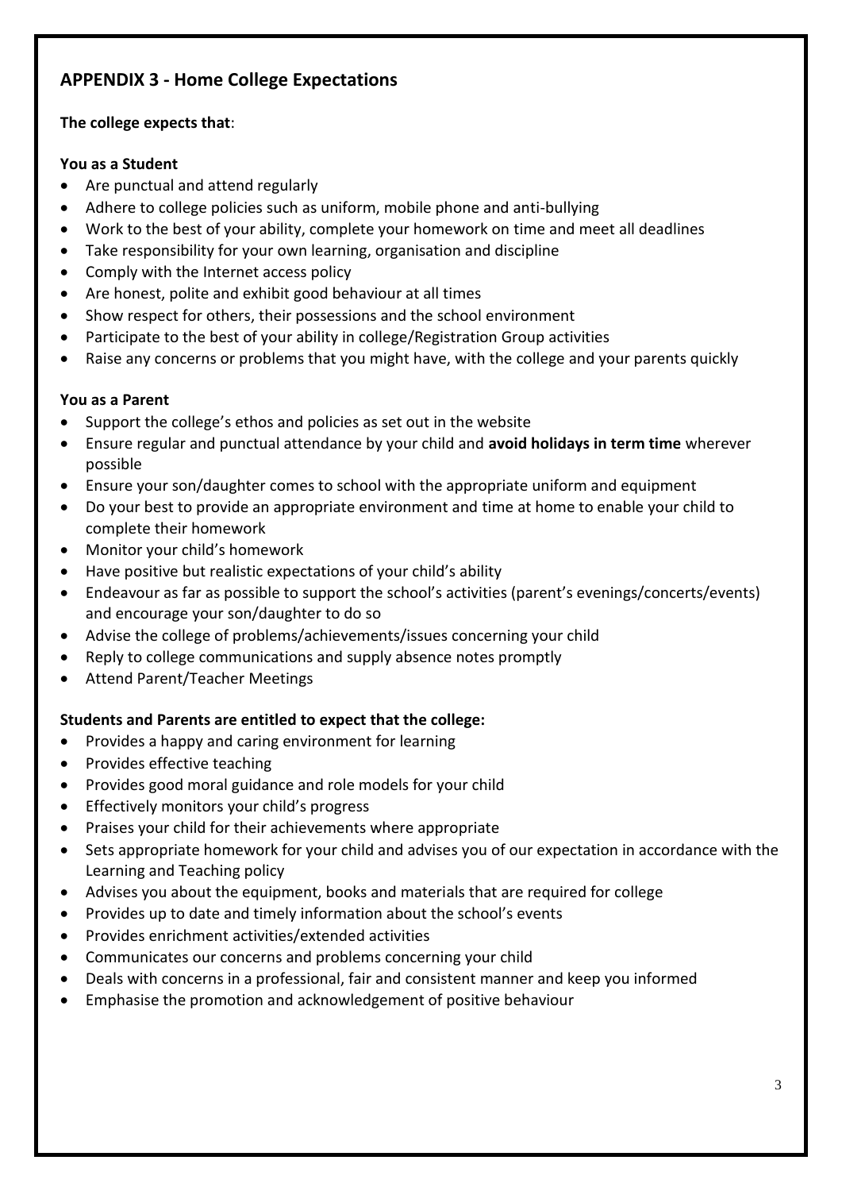## APPENDIX 3 - Home College Expectations

**The college expects that**:

**You as a Student**

- Are punctual and attend regularly
- Adhere to college policies such as uniform, mobile phone and anti-bullying
- Work to the best of your ability, complete your homework on time and meet all deadlines
- Take responsibility for your own learning, organisation and discipline
- Comply with the Internet access policy
- Are honest, polite and exhibit good behaviour at all times
- Show respect for others, their possessions and the school environment
- Participate to the best of your ability in college/Registration Group activities
- Raise any concerns or problems that you might have, with the college and your parents quickly

**You as a Parent**

- Support the college's ethos and policies as set out in the website
- Ensure regular and punctual attendance by your child and **avoid holidays in term time** wherever possible
- Ensure your son/daughter comes to school with the appropriate uniform and equipment
- Do your best to provide an appropriate environment and time at home to enable your child to complete their homework
- Monitor your child's homework
- Have positive but realistic expectations of your child's ability
- Endeavour as far as possible to support the school's activities (parent's evenings/concerts/events) and encourage your son/daughter to do so
- Advise the college of problems/achievements/issues concerning your child
- Reply to college communications and supply absence notes promptly
- Attend Parent/Teacher Meetings

**Students and Parents are entitled to expect that the college:**

- Provides a happy and caring environment for learning
- Provides effective teaching
- Provides good moral guidance and role models for your child
- Effectively monitors your child's progress
- Praises your child for their achievements where appropriate
- Sets appropriate homework for your child and advises you of our expectation in accordance with the Learning and Teaching policy
- Advises you about the equipment, books and materials that are required for college
- Provides up to date and timely information about the school's events
- Provides enrichment activities/extended activities
- Communicates our concerns and problems concerning your child
- Deals with concerns in a professional, fair and consistent manner and keep you informed
- Emphasise the promotion and acknowledgement of positive behaviour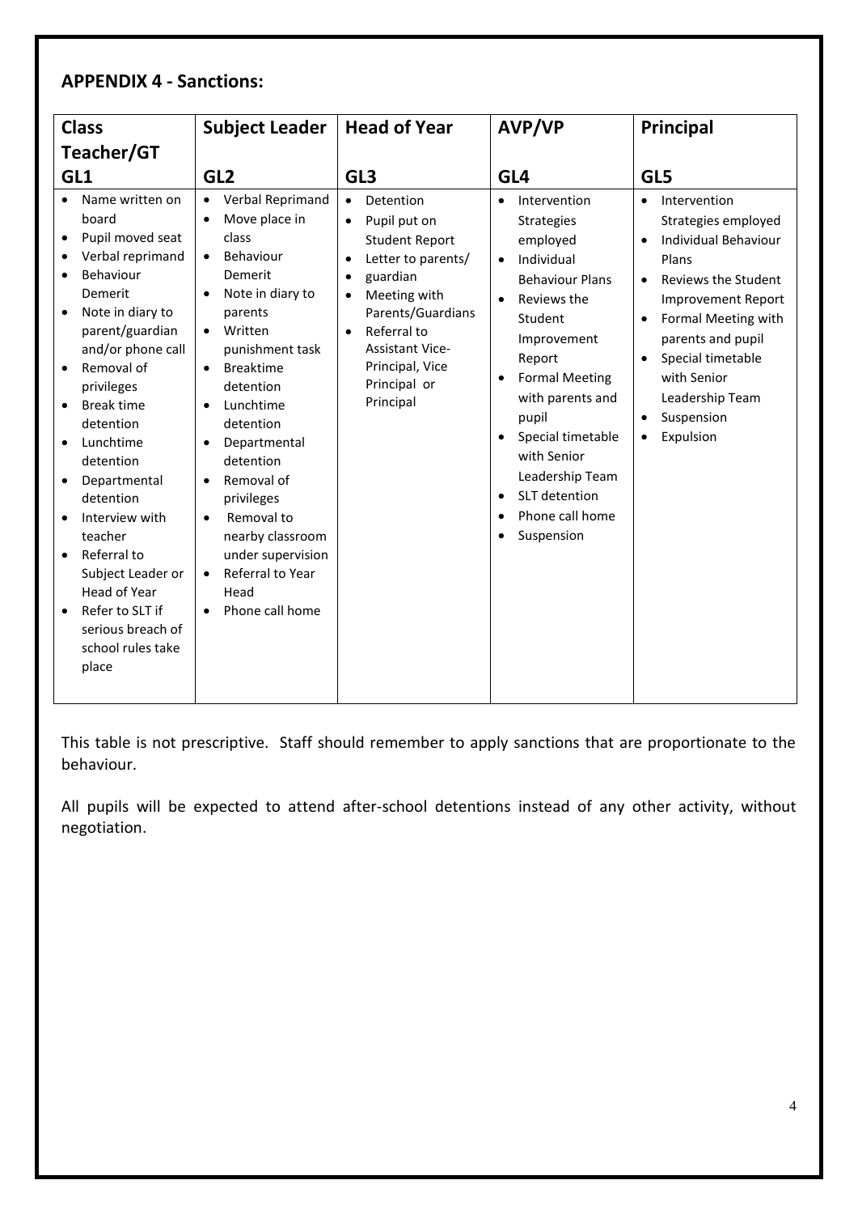## APPENDIX 4 - Sanctions:

| Class Teacher/GT GL1 | Subject Leader GL2 | Head of Year GL3 | AVP/VP GL4 | Principal GL5 |
|---|---|---|---|---|
| • Name written on board<br>• Pupil moved seat<br>• Verbal reprimand<br>• Behaviour Demerit<br>• Note in diary to parent/guardian and/or phone call<br>• Removal of privileges<br>• Break time detention<br>• Lunchtime detention<br>• Departmental detention<br>• Interview with teacher<br>• Referral to Subject Leader or Head of Year<br>• Refer to SLT if serious breach of school rules take place | • Verbal Reprimand<br>• Move place in class<br>• Behaviour Demerit<br>• Note in diary to parents<br>• Written punishment task<br>• Breaktime detention<br>• Lunchtime detention<br>• Departmental detention<br>• Removal of privileges<br>• Removal to nearby classroom under supervision<br>• Referral to Year Head<br>• Phone call home | • Detention<br>• Pupil put on Student Report<br>• Letter to parents/<br>• guardian<br>• Meeting with Parents/Guardians<br>• Referral to Assistant Vice-Principal, Vice Principal or Principal | • Intervention Strategies employed<br>• Individual Behaviour Plans<br>• Reviews the Student Improvement Report<br>• Formal Meeting with parents and pupil<br>• Special timetable with Senior Leadership Team<br>• SLT detention<br>• Phone call home<br>• Suspension | • Intervention Strategies employed<br>• Individual Behaviour Plans<br>• Reviews the Student Improvement Report<br>• Formal Meeting with parents and pupil<br>• Special timetable with Senior Leadership Team<br>• Suspension<br>• Expulsion |

This table is not prescriptive. Staff should remember to apply sanctions that are proportionate to the behaviour.

All pupils will be expected to attend after-school detentions instead of any other activity, without negotiation.